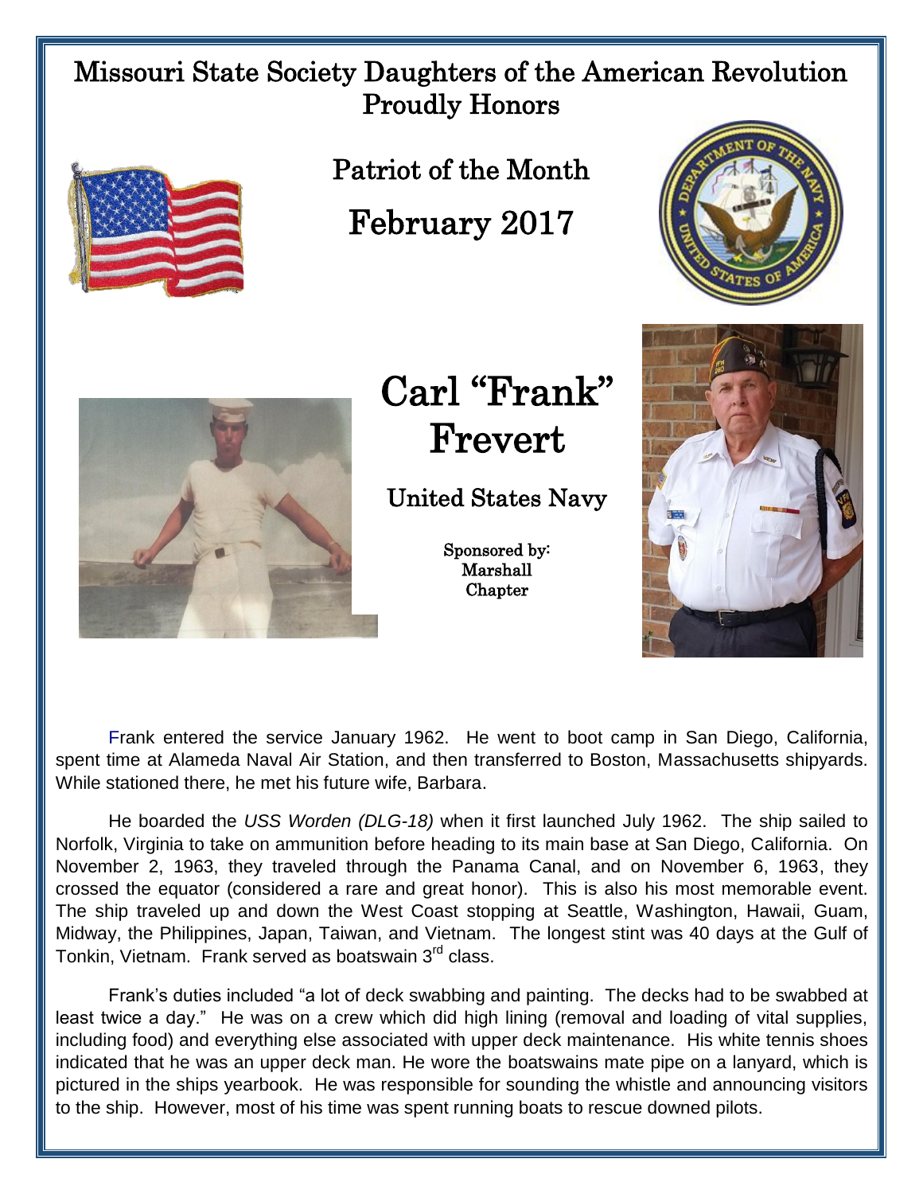# Missouri State Society Daughters of the American Revolution Proudly Honors

## Patriot of the Month

## February 2017

# Carl "Frank" Frevert

### United States Navy

Sponsored by:
Marshall
Chapter

Frank entered the service January 1962. He went to boot camp in San Diego, California, spent time at Alameda Naval Air Station, and then transferred to Boston, Massachusetts shipyards. While stationed there, he met his future wife, Barbara.

He boarded the *USS Worden (DLG-18)* when it first launched July 1962. The ship sailed to Norfolk, Virginia to take on ammunition before heading to its main base at San Diego, California. On November 2, 1963, they traveled through the Panama Canal, and on November 6, 1963, they crossed the equator (considered a rare and great honor). This is also his most memorable event. The ship traveled up and down the West Coast stopping at Seattle, Washington, Hawaii, Guam, Midway, the Philippines, Japan, Taiwan, and Vietnam. The longest stint was 40 days at the Gulf of Tonkin, Vietnam. Frank served as boatswain 3rd class.

Frank's duties included "a lot of deck swabbing and painting. The decks had to be swabbed at least twice a day." He was on a crew which did high lining (removal and loading of vital supplies, including food) and everything else associated with upper deck maintenance. His white tennis shoes indicated that he was an upper deck man. He wore the boatswains mate pipe on a lanyard, which is pictured in the ships yearbook. He was responsible for sounding the whistle and announcing visitors to the ship. However, most of his time was spent running boats to rescue downed pilots.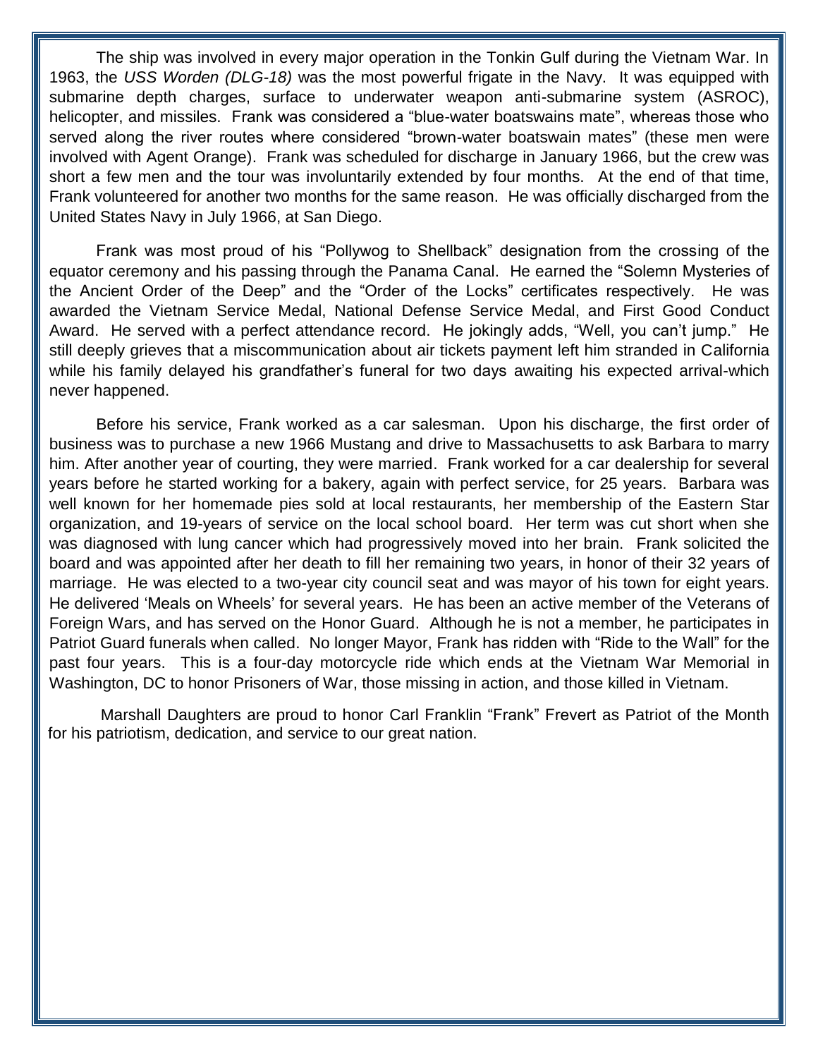The ship was involved in every major operation in the Tonkin Gulf during the Vietnam War. In 1963, the *USS Worden (DLG-18)* was the most powerful frigate in the Navy. It was equipped with submarine depth charges, surface to underwater weapon anti-submarine system (ASROC), helicopter, and missiles. Frank was considered a "blue-water boatswains mate", whereas those who served along the river routes where considered "brown-water boatswain mates" (these men were involved with Agent Orange). Frank was scheduled for discharge in January 1966, but the crew was short a few men and the tour was involuntarily extended by four months. At the end of that time, Frank volunteered for another two months for the same reason. He was officially discharged from the United States Navy in July 1966, at San Diego.

Frank was most proud of his "Pollywog to Shellback" designation from the crossing of the equator ceremony and his passing through the Panama Canal. He earned the "Solemn Mysteries of the Ancient Order of the Deep" and the "Order of the Locks" certificates respectively. He was awarded the Vietnam Service Medal, National Defense Service Medal, and First Good Conduct Award. He served with a perfect attendance record. He jokingly adds, "Well, you can't jump." He still deeply grieves that a miscommunication about air tickets payment left him stranded in California while his family delayed his grandfather's funeral for two days awaiting his expected arrival-which never happened.

Before his service, Frank worked as a car salesman. Upon his discharge, the first order of business was to purchase a new 1966 Mustang and drive to Massachusetts to ask Barbara to marry him. After another year of courting, they were married. Frank worked for a car dealership for several years before he started working for a bakery, again with perfect service, for 25 years. Barbara was well known for her homemade pies sold at local restaurants, her membership of the Eastern Star organization, and 19-years of service on the local school board. Her term was cut short when she was diagnosed with lung cancer which had progressively moved into her brain. Frank solicited the board and was appointed after her death to fill her remaining two years, in honor of their 32 years of marriage. He was elected to a two-year city council seat and was mayor of his town for eight years. He delivered 'Meals on Wheels' for several years. He has been an active member of the Veterans of Foreign Wars, and has served on the Honor Guard. Although he is not a member, he participates in Patriot Guard funerals when called. No longer Mayor, Frank has ridden with "Ride to the Wall" for the past four years. This is a four-day motorcycle ride which ends at the Vietnam War Memorial in Washington, DC to honor Prisoners of War, those missing in action, and those killed in Vietnam.

Marshall Daughters are proud to honor Carl Franklin "Frank" Frevert as Patriot of the Month for his patriotism, dedication, and service to our great nation.